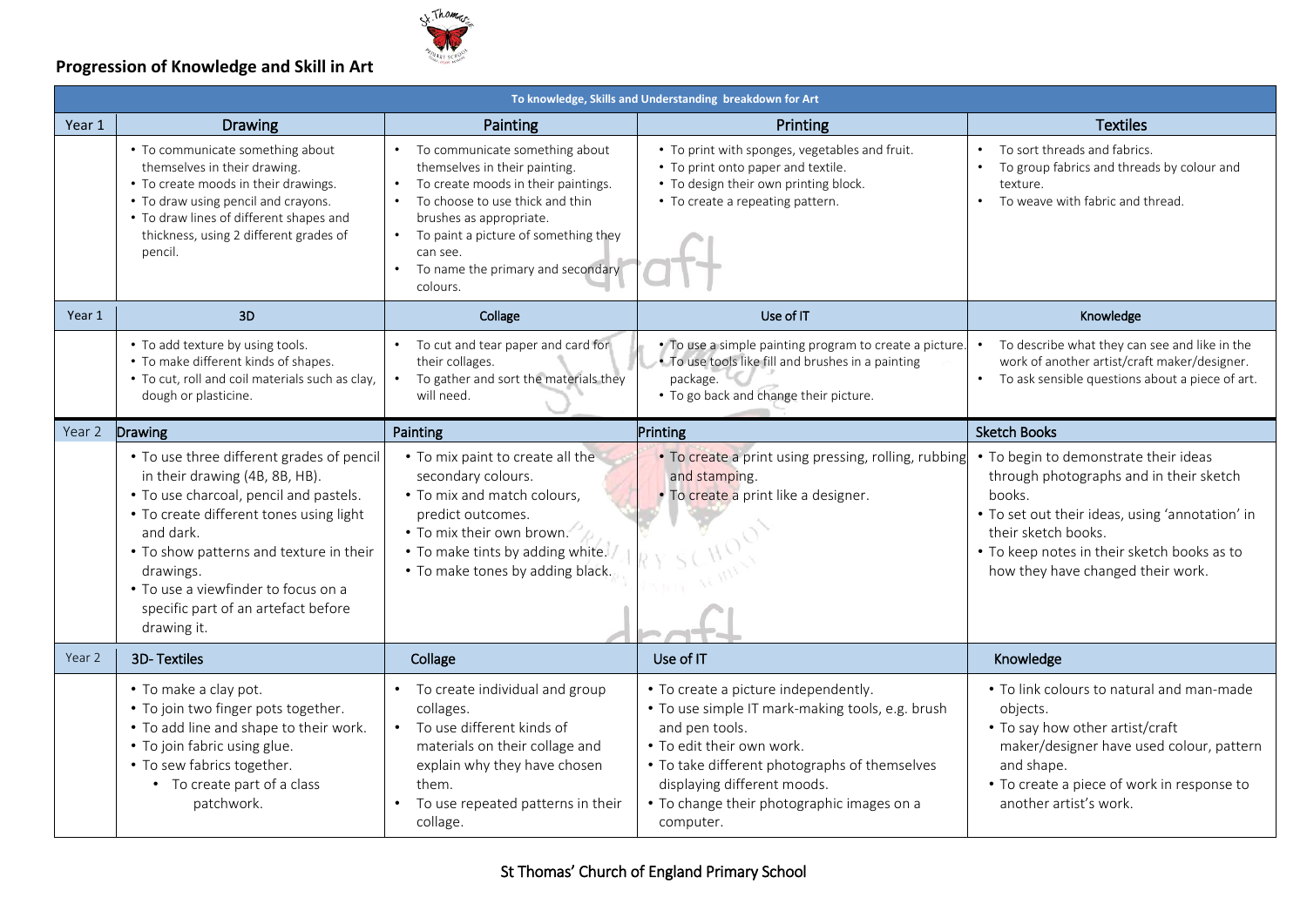## Progression of Knowledge and Skill in Art

| To knowledge, Skills and Understanding breakdown for Art | | | | |
|---|---|---|---|---|
| Year 1 | Drawing | Painting | Printing | Textiles |
| | • To communicate something about themselves in their drawing.<br>• To create moods in their drawings.<br>• To draw using pencil and crayons.<br>• To draw lines of different shapes and thickness, using 2 different grades of pencil. | • To communicate something about themselves in their painting.<br>• To create moods in their paintings.<br>• To choose to use thick and thin brushes as appropriate.<br>• To paint a picture of something they can see.<br>• To name the primary and secondary colours. | • To print with sponges, vegetables and fruit.<br>• To print onto paper and textile.<br>• To design their own printing block.<br>• To create a repeating pattern. | • To sort threads and fabrics.<br>• To group fabrics and threads by colour and texture.<br>• To weave with fabric and thread. |
| Year 1 | 3D | Collage | Use of IT | Knowledge |
| | • To add texture by using tools.<br>• To make different kinds of shapes.<br>• To cut, roll and coil materials such as clay, dough or plasticine. | • To cut and tear paper and card for their collages.<br>• To gather and sort the materials they will need. | • To use a simple painting program to create a picture.<br>• To use tools like fill and brushes in a painting package.<br>• To go back and change their picture. | • To describe what they can see and like in the work of another artist/craft maker/designer.<br>• To ask sensible questions about a piece of art. |
| Year 2 | Drawing | Painting | Printing | Sketch Books |
| | • To use three different grades of pencil in their drawing (4B, 8B, HB).<br>• To use charcoal, pencil and pastels.<br>• To create different tones using light and dark.<br>• To show patterns and texture in their drawings.<br>• To use a viewfinder to focus on a specific part of an artefact before drawing it. | • To mix paint to create all the secondary colours.<br>• To mix and match colours, predict outcomes.<br>• To mix their own brown.<br>• To make tints by adding white.<br>• To make tones by adding black. | • To create a print using pressing, rolling, rubbing and stamping.<br>• To create a print like a designer. | • To begin to demonstrate their ideas through photographs and in their sketch books.<br>• To set out their ideas, using 'annotation' in their sketch books.<br>• To keep notes in their sketch books as to how they have changed their work. |
| Year 2 | 3D- Textiles | Collage | Use of IT | Knowledge |
| | • To make a clay pot.<br>• To join two finger pots together.<br>• To add line and shape to their work.<br>• To join fabric using glue.<br>• To sew fabrics together.<br>• To create part of a class patchwork. | • To create individual and group collages.<br>• To use different kinds of materials on their collage and explain why they have chosen them.<br>• To use repeated patterns in their collage. | • To create a picture independently.<br>• To use simple IT mark-making tools, e.g. brush and pen tools.<br>• To edit their own work.<br>• To take different photographs of themselves displaying different moods.<br>• To change their photographic images on a computer. | • To link colours to natural and man-made objects.<br>• To say how other artist/craft maker/designer have used colour, pattern and shape.<br>• To create a piece of work in response to another artist's work. |

St Thomas' Church of England Primary School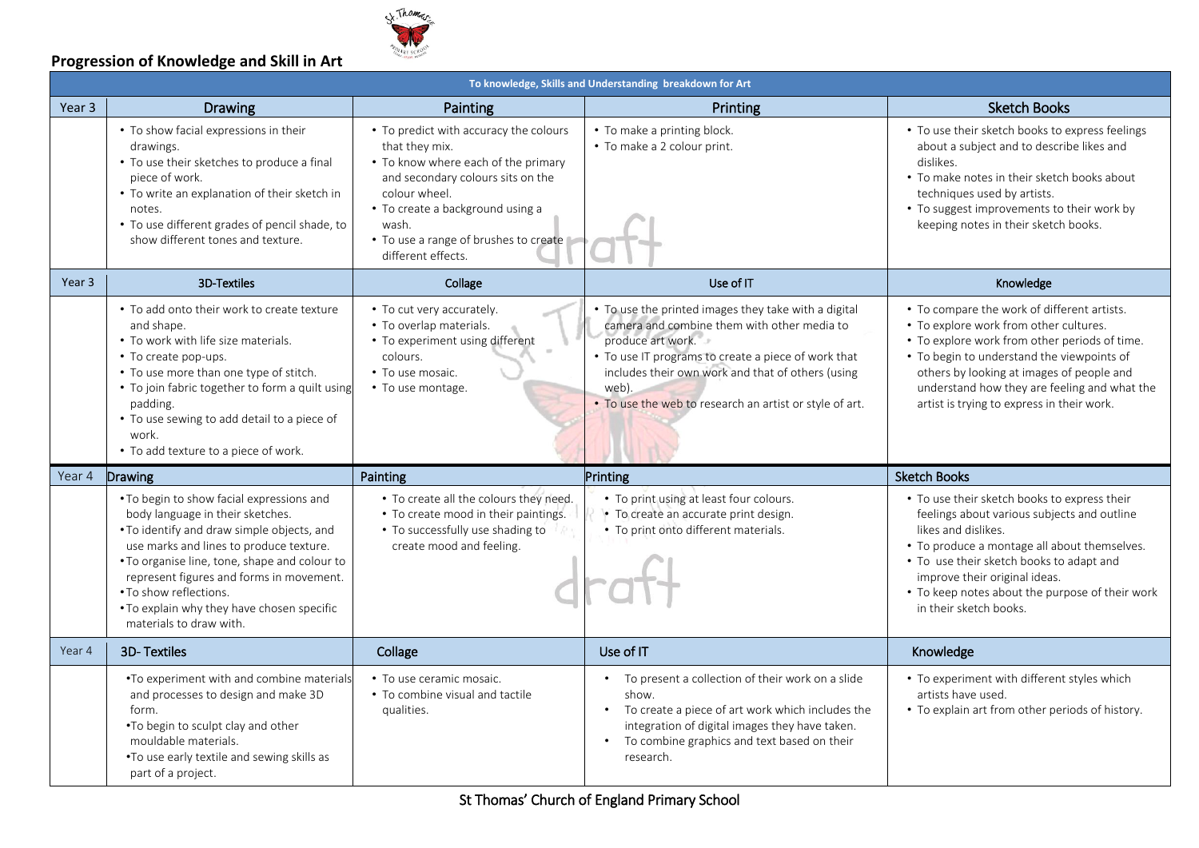## Progression of Knowledge and Skill in Art

| To knowledge, Skills and Understanding breakdown for Art | | | | |
|---|---|---|---|---|
| **Year 3** | **Drawing** | **Painting** | **Printing** | **Sketch Books** |
| | • To show facial expressions in their drawings.<br>• To use their sketches to produce a final piece of work.<br>• To write an explanation of their sketch in notes.<br>• To use different grades of pencil shade, to show different tones and texture. | • To predict with accuracy the colours that they mix.<br>• To know where each of the primary and secondary colours sits on the colour wheel.<br>• To create a background using a wash.<br>• To use a range of brushes to create different effects. | • To make a printing block.<br>• To make a 2 colour print. | • To use their sketch books to express feelings about a subject and to describe likes and dislikes.<br>• To make notes in their sketch books about techniques used by artists.<br>• To suggest improvements to their work by keeping notes in their sketch books. |
| **Year 3** | **3D-Textiles** | **Collage** | **Use of IT** | **Knowledge** |
| | • To add onto their work to create texture and shape.<br>• To work with life size materials.<br>• To create pop-ups.<br>• To use more than one type of stitch.<br>• To join fabric together to form a quilt using padding.<br>• To use sewing to add detail to a piece of work.<br>• To add texture to a piece of work. | • To cut very accurately.<br>• To overlap materials.<br>• To experiment using different colours.<br>• To use mosaic.<br>• To use montage. | • To use the printed images they take with a digital camera and combine them with other media to produce art work.<br>• To use IT programs to create a piece of work that includes their own work and that of others (using web).<br>• To use the web to research an artist or style of art. | • To compare the work of different artists.<br>• To explore work from other cultures.<br>• To explore work from other periods of time.<br>• To begin to understand the viewpoints of others by looking at images of people and understand how they are feeling and what the artist is trying to express in their work. |
| **Year 4** | **Drawing** | **Painting** | **Printing** | **Sketch Books** |
| | • To begin to show facial expressions and body language in their sketches.<br>• To identify and draw simple objects, and use marks and lines to produce texture.<br>• To organise line, tone, shape and colour to represent figures and forms in movement.<br>• To show reflections.<br>• To explain why they have chosen specific materials to draw with. | • To create all the colours they need.<br>• To create mood in their paintings.<br>• To successfully use shading to create mood and feeling. | • To print using at least four colours.<br>• To create an accurate print design.<br>• To print onto different materials. | • To use their sketch books to express their feelings about various subjects and outline likes and dislikes.<br>• To produce a montage all about themselves.<br>• To use their sketch books to adapt and improve their original ideas.<br>• To keep notes about the purpose of their work in their sketch books. |
| **Year 4** | **3D- Textiles** | **Collage** | **Use of IT** | **Knowledge** |
| | • To experiment with and combine materials and processes to design and make 3D form.<br>• To begin to sculpt clay and other mouldable materials.<br>• To use early textile and sewing skills as part of a project. | • To use ceramic mosaic.<br>• To combine visual and tactile qualities. | • To present a collection of their work on a slide show.<br>• To create a piece of art work which includes the integration of digital images they have taken.<br>• To combine graphics and text based on their research. | • To experiment with different styles which artists have used.<br>• To explain art from other periods of history. |

St Thomas' Church of England Primary School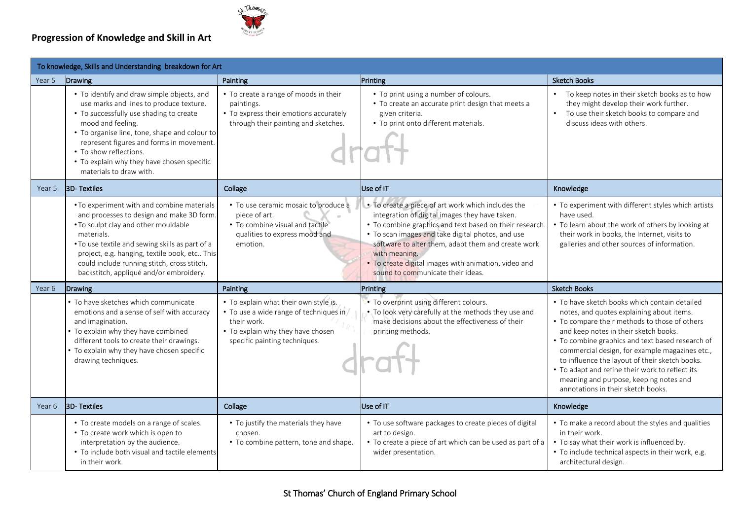## Progression of Knowledge and Skill in Art

| To knowledge, Skills and Understanding breakdown for Art | | | | |
|---|---|---|---|---|
| **Year 5** | **Drawing** | **Painting** | **Printing** | **Sketch Books** |
| | • To identify and draw simple objects, and use marks and lines to produce texture.<br>• To successfully use shading to create mood and feeling.<br>• To organise line, tone, shape and colour to represent figures and forms in movement.<br>• To show reflections.<br>• To explain why they have chosen specific materials to draw with. | • To create a range of moods in their paintings.<br>• To express their emotions accurately through their painting and sketches. | • To print using a number of colours.<br>• To create an accurate print design that meets a given criteria.<br>• To print onto different materials. | • To keep notes in their sketch books as to how they might develop their work further.<br>• To use their sketch books to compare and discuss ideas with others. |
| **Year 5** | **3D- Textiles** | **Collage** | **Use of IT** | **Knowledge** |
| | • To experiment with and combine materials and processes to design and make 3D form.<br>• To sculpt clay and other mouldable materials.<br>• To use textile and sewing skills as part of a project, e.g. hanging, textile book, etc.. This could include running stitch, cross stitch, backstitch, appliqué and/or embroidery. | • To use ceramic mosaic to produce a piece of art.<br>• To combine visual and tactile qualities to express mood and emotion. | • To create a piece of art work which includes the integration of digital images they have taken.<br>• To combine graphics and text based on their research.<br>• To scan images and take digital photos, and use software to alter them, adapt them and create work with meaning.<br>• To create digital images with animation, video and sound to communicate their ideas. | • To experiment with different styles which artists have used.<br>• To learn about the work of others by looking at their work in books, the Internet, visits to galleries and other sources of information. |
| **Year 6** | **Drawing** | **Painting** | **Printing** | **Sketch Books** |
| | • To have sketches which communicate emotions and a sense of self with accuracy and imagination.<br>• To explain why they have combined different tools to create their drawings.<br>• To explain why they have chosen specific drawing techniques. | • To explain what their own style is.<br>• To use a wide range of techniques in their work.<br>• To explain why they have chosen specific painting techniques. | • To overprint using different colours.<br>• To look very carefully at the methods they use and make decisions about the effectiveness of their printing methods. | • To have sketch books which contain detailed notes, and quotes explaining about items.<br>• To compare their methods to those of others and keep notes in their sketch books.<br>• To combine graphics and text based research of commercial design, for example magazines etc., to influence the layout of their sketch books.<br>• To adapt and refine their work to reflect its meaning and purpose, keeping notes and annotations in their sketch books. |
| **Year 6** | **3D- Textiles** | **Collage** | **Use of IT** | **Knowledge** |
| | • To create models on a range of scales.<br>• To create work which is open to interpretation by the audience.<br>• To include both visual and tactile elements in their work. | • To justify the materials they have chosen.<br>• To combine pattern, tone and shape. | • To use software packages to create pieces of digital art to design.<br>• To create a piece of art which can be used as part of a wider presentation. | • To make a record about the styles and qualities in their work.<br>• To say what their work is influenced by.<br>• To include technical aspects in their work, e.g. architectural design. |

St Thomas' Church of England Primary School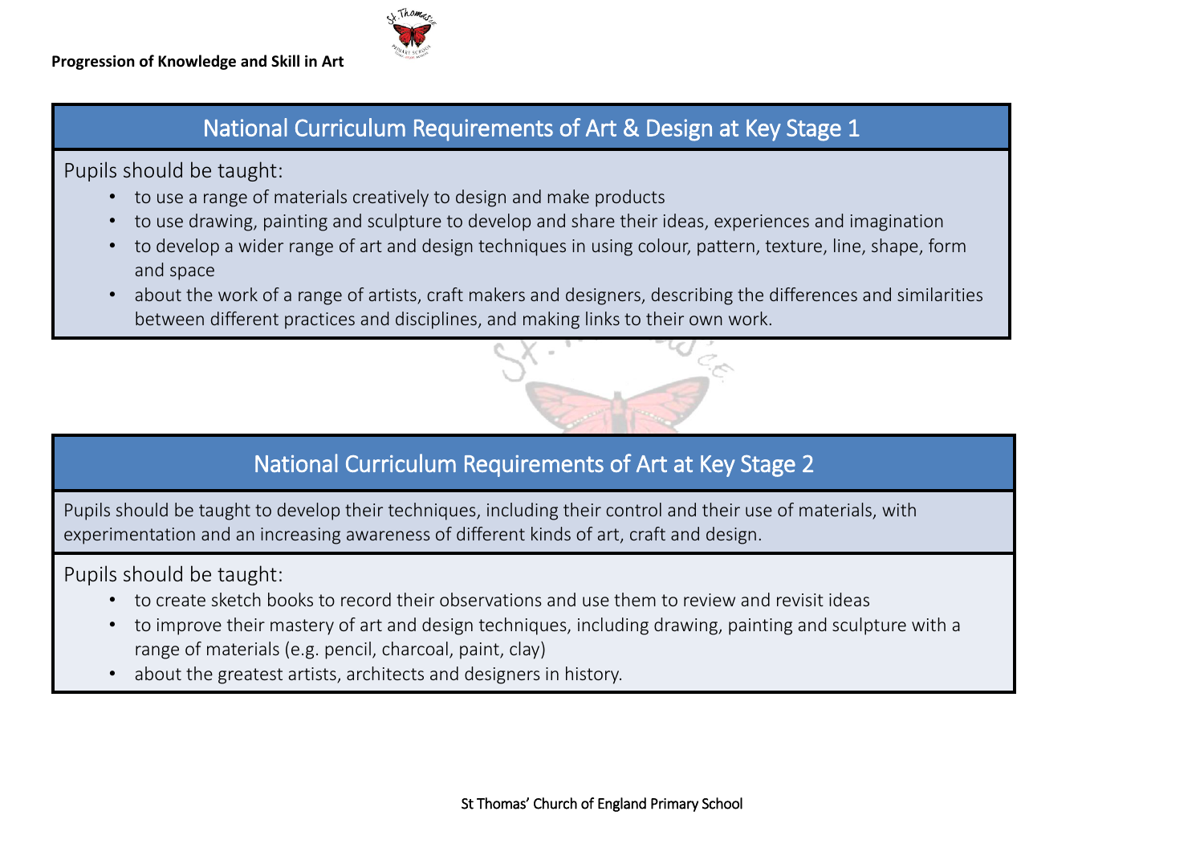**Progression of Knowledge and Skill in Art**

## National Curriculum Requirements of Art & Design at Key Stage 1

Pupils should be taught:

- to use a range of materials creatively to design and make products
- to use drawing, painting and sculpture to develop and share their ideas, experiences and imagination
- to develop a wider range of art and design techniques in using colour, pattern, texture, line, shape, form and space
- about the work of a range of artists, craft makers and designers, describing the differences and similarities between different practices and disciplines, and making links to their own work.

## National Curriculum Requirements of Art at Key Stage 2

Pupils should be taught to develop their techniques, including their control and their use of materials, with experimentation and an increasing awareness of different kinds of art, craft and design.

Pupils should be taught:

- to create sketch books to record their observations and use them to review and revisit ideas
- to improve their mastery of art and design techniques, including drawing, painting and sculpture with a range of materials (e.g. pencil, charcoal, paint, clay)
- about the greatest artists, architects and designers in history.

St Thomas' Church of England Primary School